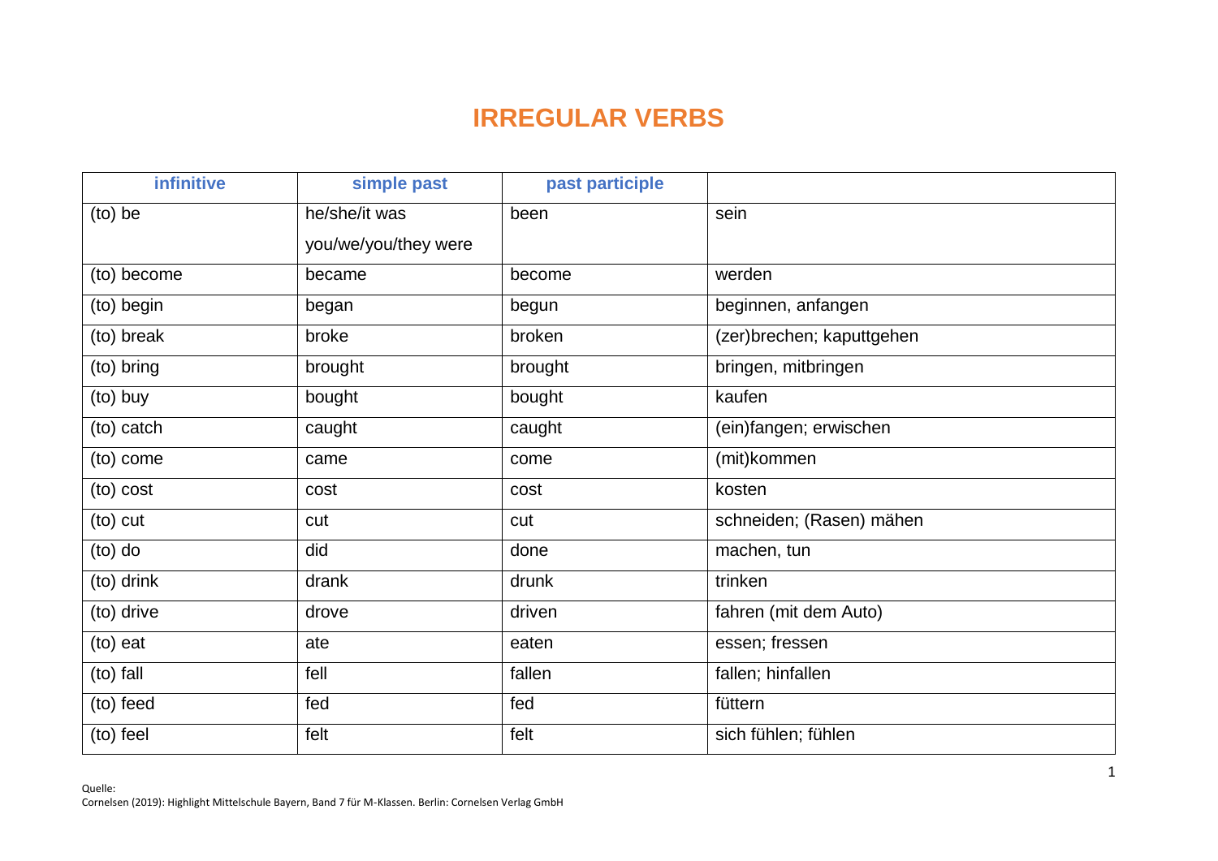# IRREGULAR VERBS

| infinitive | simple past | past participle | |
|---|---|---|---|
| (to) be | he/she/it was<br>you/we/you/they were | been | sein |
| (to) become | became | become | werden |
| (to) begin | began | begun | beginnen, anfangen |
| (to) break | broke | broken | (zer)brechen; kaputtgehen |
| (to) bring | brought | brought | bringen, mitbringen |
| (to) buy | bought | bought | kaufen |
| (to) catch | caught | caught | (ein)fangen; erwischen |
| (to) come | came | come | (mit)kommen |
| (to) cost | cost | cost | kosten |
| (to) cut | cut | cut | schneiden; (Rasen) mähen |
| (to) do | did | done | machen, tun |
| (to) drink | drank | drunk | trinken |
| (to) drive | drove | driven | fahren (mit dem Auto) |
| (to) eat | ate | eaten | essen; fressen |
| (to) fall | fell | fallen | fallen; hinfallen |
| (to) feed | fed | fed | füttern |
| (to) feel | felt | felt | sich fühlen; fühlen |

Quelle:
Cornelsen (2019): Highlight Mittelschule Bayern, Band 7 für M-Klassen. Berlin: Cornelsen Verlag GmbH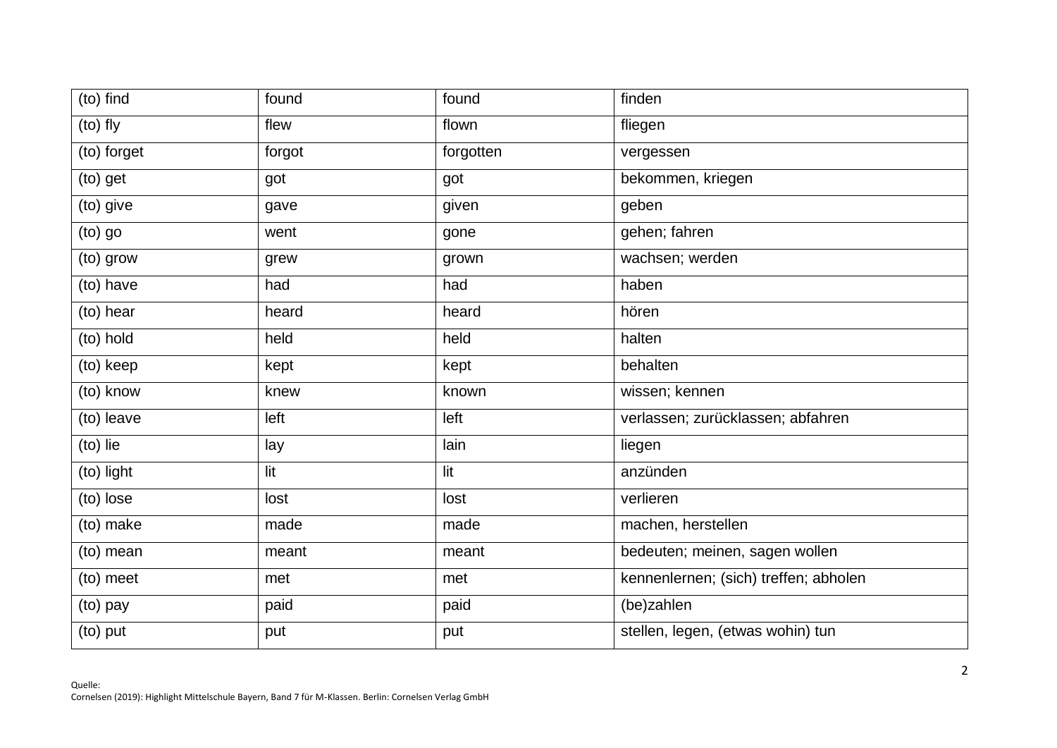| (to) find | found | found | finden |
|---|---|---|---|
| (to) fly | flew | flown | fliegen |
| (to) forget | forgot | forgotten | vergessen |
| (to) get | got | got | bekommen, kriegen |
| (to) give | gave | given | geben |
| (to) go | went | gone | gehen; fahren |
| (to) grow | grew | grown | wachsen; werden |
| (to) have | had | had | haben |
| (to) hear | heard | heard | hören |
| (to) hold | held | held | halten |
| (to) keep | kept | kept | behalten |
| (to) know | knew | known | wissen; kennen |
| (to) leave | left | left | verlassen; zurücklassen; abfahren |
| (to) lie | lay | lain | liegen |
| (to) light | lit | lit | anzünden |
| (to) lose | lost | lost | verlieren |
| (to) make | made | made | machen, herstellen |
| (to) mean | meant | meant | bedeuten; meinen, sagen wollen |
| (to) meet | met | met | kennenlernen; (sich) treffen; abholen |
| (to) pay | paid | paid | (be)zahlen |
| (to) put | put | put | stellen, legen, (etwas wohin) tun |

Quelle:
Cornelsen (2019): Highlight Mittelschule Bayern, Band 7 für M-Klassen. Berlin: Cornelsen Verlag GmbH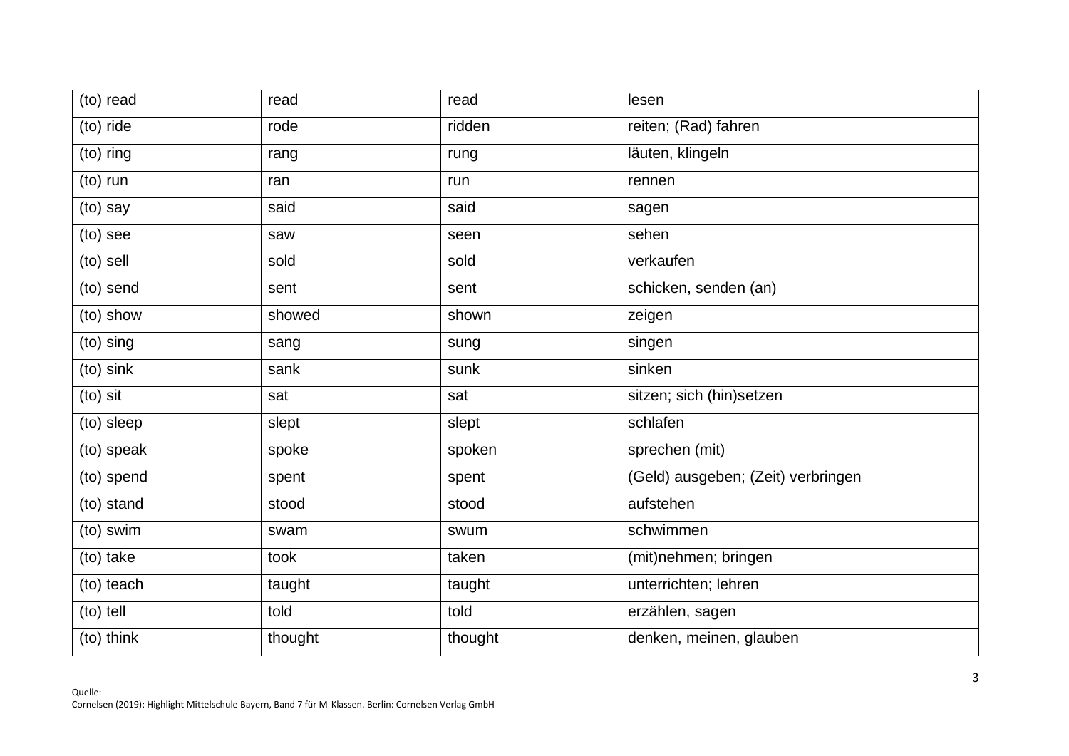| (to) read | read | read | lesen |
|---|---|---|---|
| (to) ride | rode | ridden | reiten; (Rad) fahren |
| (to) ring | rang | rung | läuten, klingeln |
| (to) run | ran | run | rennen |
| (to) say | said | said | sagen |
| (to) see | saw | seen | sehen |
| (to) sell | sold | sold | verkaufen |
| (to) send | sent | sent | schicken, senden (an) |
| (to) show | showed | shown | zeigen |
| (to) sing | sang | sung | singen |
| (to) sink | sank | sunk | sinken |
| (to) sit | sat | sat | sitzen; sich (hin)setzen |
| (to) sleep | slept | slept | schlafen |
| (to) speak | spoke | spoken | sprechen (mit) |
| (to) spend | spent | spent | (Geld) ausgeben; (Zeit) verbringen |
| (to) stand | stood | stood | aufstehen |
| (to) swim | swam | swum | schwimmen |
| (to) take | took | taken | (mit)nehmen; bringen |
| (to) teach | taught | taught | unterrichten; lehren |
| (to) tell | told | told | erzählen, sagen |
| (to) think | thought | thought | denken, meinen, glauben |

Quelle:
Cornelsen (2019): Highlight Mittelschule Bayern, Band 7 für M-Klassen. Berlin: Cornelsen Verlag GmbH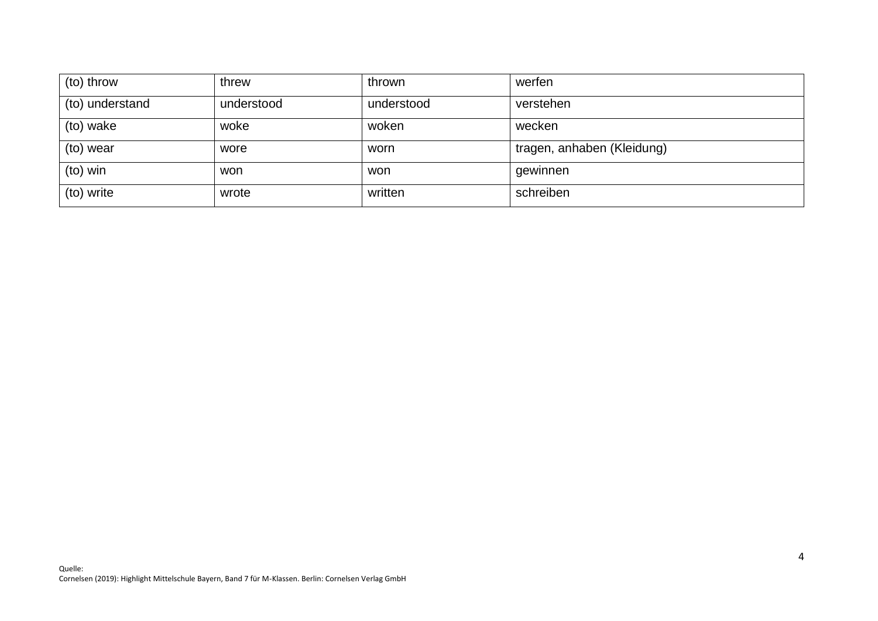| | | | |
|---|---|---|---|
| (to) throw | threw | thrown | werfen |
| (to) understand | understood | understood | verstehen |
| (to) wake | woke | woken | wecken |
| (to) wear | wore | worn | tragen, anhaben (Kleidung) |
| (to) win | won | won | gewinnen |
| (to) write | wrote | written | schreiben |

Quelle:
Cornelsen (2019): Highlight Mittelschule Bayern, Band 7 für M-Klassen. Berlin: Cornelsen Verlag GmbH